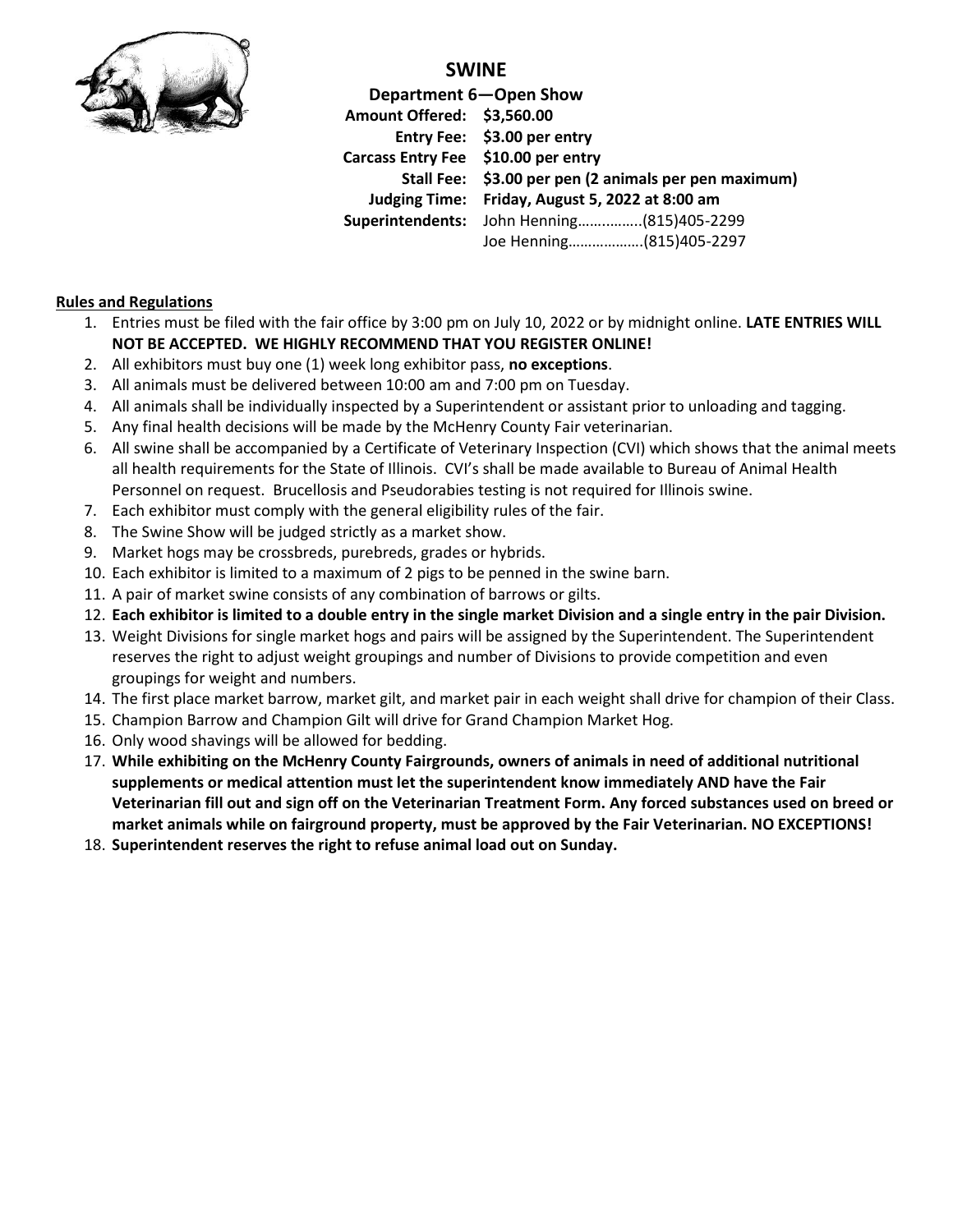# SWINE

**Department 6—Open Show**

**Amount Offered:** **$3,560.00**
**Entry Fee:** **$3.00 per entry**
**Carcass Entry Fee** **$10.00 per entry**
**Stall Fee:** **$3.00 per pen (2 animals per pen maximum)**
**Judging Time:** **Friday, August 5, 2022 at 8:00 am**
**Superintendents:** John Henning…………….(815)405-2299
Joe Henning……………….(815)405-2297

**Rules and Regulations**

1. Entries must be filed with the fair office by 3:00 pm on July 10, 2022 or by midnight online. **LATE ENTRIES WILL NOT BE ACCEPTED. WE HIGHLY RECOMMEND THAT YOU REGISTER ONLINE!**
2. All exhibitors must buy one (1) week long exhibitor pass, **no exceptions**.
3. All animals must be delivered between 10:00 am and 7:00 pm on Tuesday.
4. All animals shall be individually inspected by a Superintendent or assistant prior to unloading and tagging.
5. Any final health decisions will be made by the McHenry County Fair veterinarian.
6. All swine shall be accompanied by a Certificate of Veterinary Inspection (CVI) which shows that the animal meets all health requirements for the State of Illinois. CVI's shall be made available to Bureau of Animal Health Personnel on request. Brucellosis and Pseudorabies testing is not required for Illinois swine.
7. Each exhibitor must comply with the general eligibility rules of the fair.
8. The Swine Show will be judged strictly as a market show.
9. Market hogs may be crossbreds, purebreds, grades or hybrids.
10. Each exhibitor is limited to a maximum of 2 pigs to be penned in the swine barn.
11. A pair of market swine consists of any combination of barrows or gilts.
12. **Each exhibitor is limited to a double entry in the single market Division and a single entry in the pair Division.**
13. Weight Divisions for single market hogs and pairs will be assigned by the Superintendent. The Superintendent reserves the right to adjust weight groupings and number of Divisions to provide competition and even groupings for weight and numbers.
14. The first place market barrow, market gilt, and market pair in each weight shall drive for champion of their Class.
15. Champion Barrow and Champion Gilt will drive for Grand Champion Market Hog.
16. Only wood shavings will be allowed for bedding.
17. **While exhibiting on the McHenry County Fairgrounds, owners of animals in need of additional nutritional supplements or medical attention must let the superintendent know immediately AND have the Fair Veterinarian fill out and sign off on the Veterinarian Treatment Form. Any forced substances used on breed or market animals while on fairground property, must be approved by the Fair Veterinarian. NO EXCEPTIONS!**
18. **Superintendent reserves the right to refuse animal load out on Sunday.**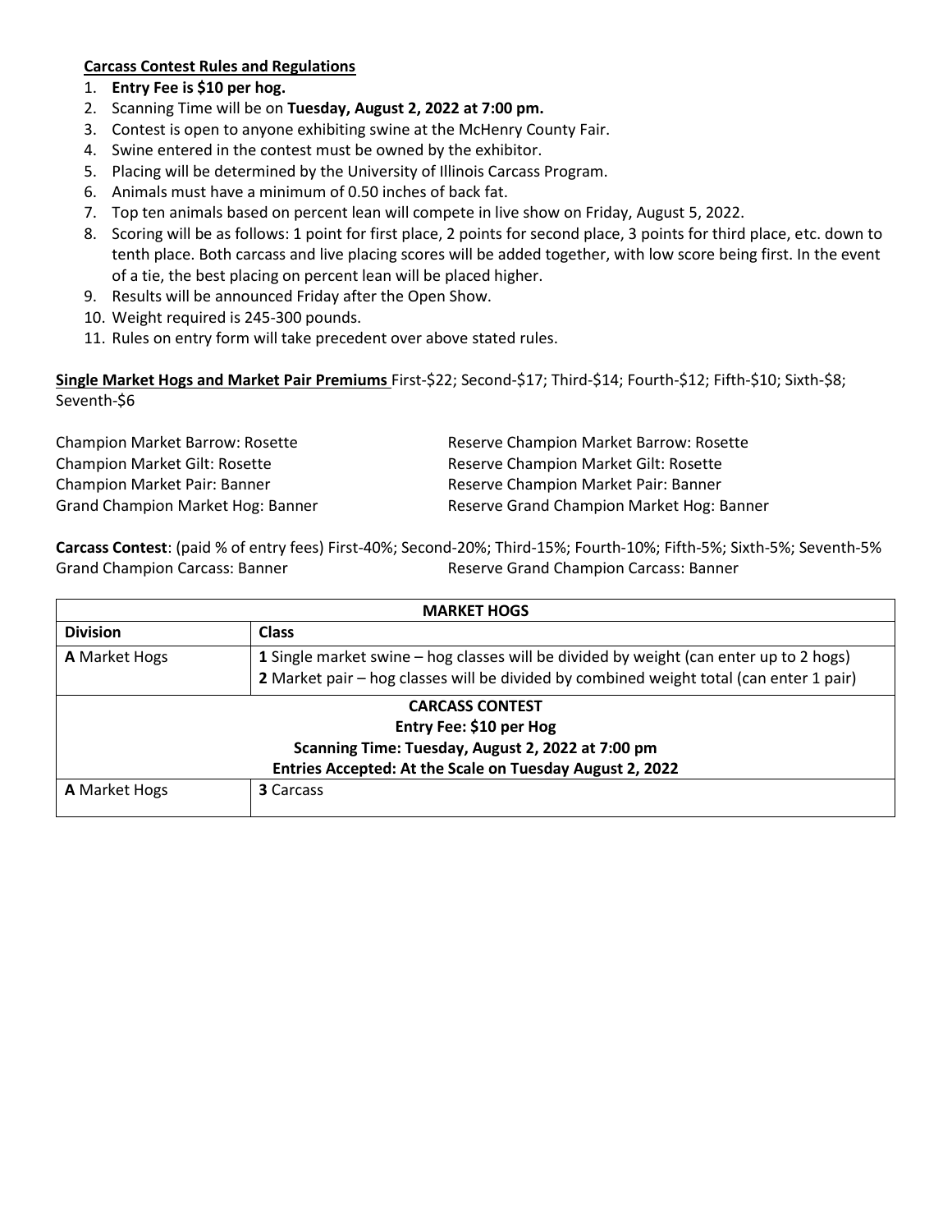**Carcass Contest Rules and Regulations**

1. **Entry Fee is $10 per hog.**
2. Scanning Time will be on **Tuesday, August 2, 2022 at 7:00 pm.**
3. Contest is open to anyone exhibiting swine at the McHenry County Fair.
4. Swine entered in the contest must be owned by the exhibitor.
5. Placing will be determined by the University of Illinois Carcass Program.
6. Animals must have a minimum of 0.50 inches of back fat.
7. Top ten animals based on percent lean will compete in live show on Friday, August 5, 2022.
8. Scoring will be as follows: 1 point for first place, 2 points for second place, 3 points for third place, etc. down to tenth place. Both carcass and live placing scores will be added together, with low score being first. In the event of a tie, the best placing on percent lean will be placed higher.
9. Results will be announced Friday after the Open Show.
10. Weight required is 245-300 pounds.
11. Rules on entry form will take precedent over above stated rules.

**Single Market Hogs and Market Pair Premiums** First-$22; Second-$17; Third-$14; Fourth-$12; Fifth-$10; Sixth-$8; Seventh-$6

Champion Market Barrow: Rosette
Reserve Champion Market Barrow: Rosette
Champion Market Gilt: Rosette
Reserve Champion Market Gilt: Rosette
Champion Market Pair: Banner
Reserve Champion Market Pair: Banner
Grand Champion Market Hog: Banner
Reserve Grand Champion Market Hog: Banner

**Carcass Contest**: (paid % of entry fees) First-40%; Second-20%; Third-15%; Fourth-10%; Fifth-5%; Sixth-5%; Seventh-5%
Grand Champion Carcass: Banner
Reserve Grand Champion Carcass: Banner

| **MARKET HOGS** | |
|---|---|
| **Division** | **Class** |
| **A** Market Hogs | **1** Single market swine – hog classes will be divided by weight (can enter up to 2 hogs)<br>**2** Market pair – hog classes will be divided by combined weight total (can enter 1 pair) |
| **CARCASS CONTEST**<br>**Entry Fee: $10 per Hog**<br>**Scanning Time: Tuesday, August 2, 2022 at 7:00 pm**<br>**Entries Accepted: At the Scale on Tuesday August 2, 2022** | |
| **A** Market Hogs | **3** Carcass |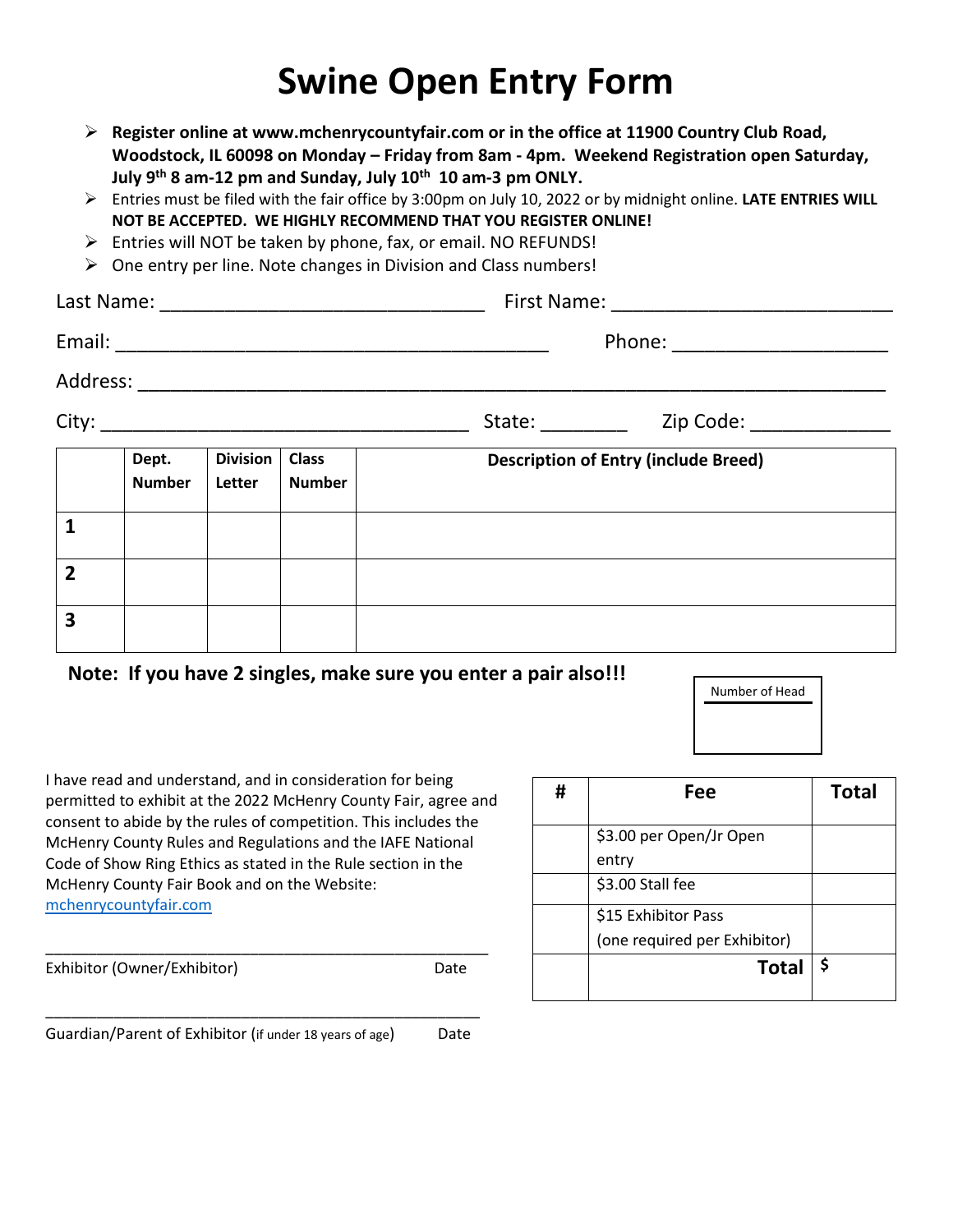# Swine Open Entry Form

- **Register online at www.mchenrycountyfair.com or in the office at 11900 Country Club Road, Woodstock, IL 60098 on Monday – Friday from 8am - 4pm. Weekend Registration open Saturday, July 9th 8 am-12 pm and Sunday, July 10th 10 am-3 pm ONLY.**
- Entries must be filed with the fair office by 3:00pm on July 10, 2022 or by midnight online. **LATE ENTRIES WILL NOT BE ACCEPTED. WE HIGHLY RECOMMEND THAT YOU REGISTER ONLINE!**
- Entries will NOT be taken by phone, fax, or email. NO REFUNDS!
- One entry per line. Note changes in Division and Class numbers!

Last Name: ______________________________ First Name: __________________________

Email: ________________________________________ Phone: ____________________

Address: ______________________________________________________________________

City: __________________________________ State: ________ Zip Code: _____________

| | Dept. Number | Division Letter | Class Number | Description of Entry (include Breed) |
|---|---|---|---|---|
| **1** | | | | |
| **2** | | | | |
| **3** | | | | |

**Note: If you have 2 singles, make sure you enter a pair also!!!**

Number of Head

I have read and understand, and in consideration for being permitted to exhibit at the 2022 McHenry County Fair, agree and consent to abide by the rules of competition. This includes the McHenry County Rules and Regulations and the IAFE National Code of Show Ring Ethics as stated in the Rule section in the McHenry County Fair Book and on the Website: mchenrycountyfair.com

_______________________________________________
Exhibitor (Owner/Exhibitor) Date

_______________________________________________
Guardian/Parent of Exhibitor (if under 18 years of age) Date

| # | Fee | Total |
|---|---|---|
| | $3.00 per Open/Jr Open entry | |
| | $3.00 Stall fee | |
| | $15 Exhibitor Pass (one required per Exhibitor) | |
| | **Total** | $ |